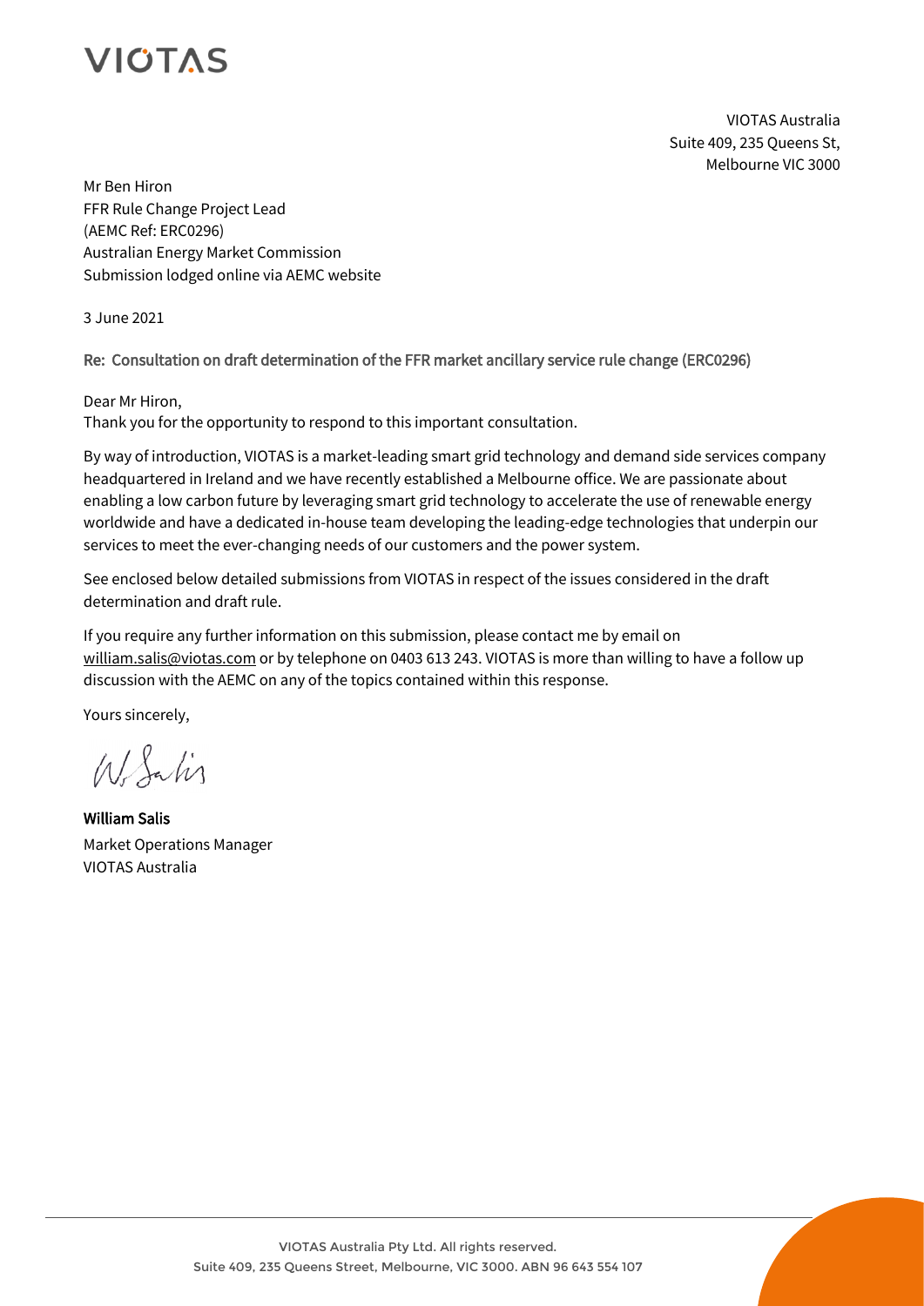VIOTAS

VIOTAS Australia
Suite 409, 235 Queens St,
Melbourne VIC 3000

Mr Ben Hiron
FFR Rule Change Project Lead
(AEMC Ref: ERC0296)
Australian Energy Market Commission
Submission lodged online via AEMC website

3 June 2021

**Re: Consultation on draft determination of the FFR market ancillary service rule change (ERC0296)**

Dear Mr Hiron,
Thank you for the opportunity to respond to this important consultation.

By way of introduction, VIOTAS is a market-leading smart grid technology and demand side services company headquartered in Ireland and we have recently established a Melbourne office. We are passionate about enabling a low carbon future by leveraging smart grid technology to accelerate the use of renewable energy worldwide and have a dedicated in-house team developing the leading-edge technologies that underpin our services to meet the ever-changing needs of our customers and the power system.

See enclosed below detailed submissions from VIOTAS in respect of the issues considered in the draft determination and draft rule.

If you require any further information on this submission, please contact me by email on william.salis@viotas.com or by telephone on 0403 613 243. VIOTAS is more than willing to have a follow up discussion with the AEMC on any of the topics contained within this response.

Yours sincerely,

**William Salis**
Market Operations Manager
VIOTAS Australia

VIOTAS Australia Pty Ltd. All rights reserved.
Suite 409, 235 Queens Street, Melbourne, VIC 3000. ABN 96 643 554 107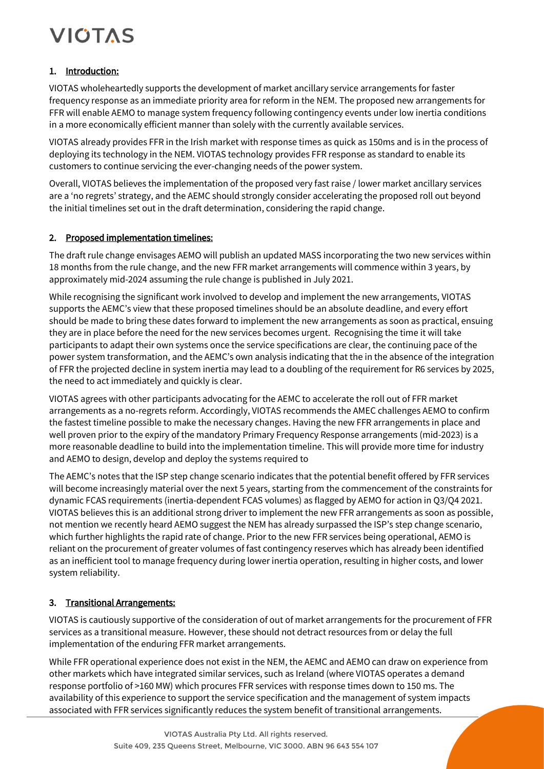## 1. Introduction:

VIOTAS wholeheartedly supports the development of market ancillary service arrangements for faster frequency response as an immediate priority area for reform in the NEM. The proposed new arrangements for FFR will enable AEMO to manage system frequency following contingency events under low inertia conditions in a more economically efficient manner than solely with the currently available services.

VIOTAS already provides FFR in the Irish market with response times as quick as 150ms and is in the process of deploying its technology in the NEM. VIOTAS technology provides FFR response as standard to enable its customers to continue servicing the ever-changing needs of the power system.

Overall, VIOTAS believes the implementation of the proposed very fast raise / lower market ancillary services are a 'no regrets' strategy, and the AEMC should strongly consider accelerating the proposed roll out beyond the initial timelines set out in the draft determination, considering the rapid change.

## 2. Proposed implementation timelines:

The draft rule change envisages AEMO will publish an updated MASS incorporating the two new services within 18 months from the rule change, and the new FFR market arrangements will commence within 3 years, by approximately mid-2024 assuming the rule change is published in July 2021.

While recognising the significant work involved to develop and implement the new arrangements, VIOTAS supports the AEMC's view that these proposed timelines should be an absolute deadline, and every effort should be made to bring these dates forward to implement the new arrangements as soon as practical, ensuing they are in place before the need for the new services becomes urgent. Recognising the time it will take participants to adapt their own systems once the service specifications are clear, the continuing pace of the power system transformation, and the AEMC's own analysis indicating that the in the absence of the integration of FFR the projected decline in system inertia may lead to a doubling of the requirement for R6 services by 2025, the need to act immediately and quickly is clear.

VIOTAS agrees with other participants advocating for the AEMC to accelerate the roll out of FFR market arrangements as a no-regrets reform. Accordingly, VIOTAS recommends the AMEC challenges AEMO to confirm the fastest timeline possible to make the necessary changes. Having the new FFR arrangements in place and well proven prior to the expiry of the mandatory Primary Frequency Response arrangements (mid-2023) is a more reasonable deadline to build into the implementation timeline. This will provide more time for industry and AEMO to design, develop and deploy the systems required to

The AEMC's notes that the ISP step change scenario indicates that the potential benefit offered by FFR services will become increasingly material over the next 5 years, starting from the commencement of the constraints for dynamic FCAS requirements (inertia-dependent FCAS volumes) as flagged by AEMO for action in Q3/Q4 2021. VIOTAS believes this is an additional strong driver to implement the new FFR arrangements as soon as possible, not mention we recently heard AEMO suggest the NEM has already surpassed the ISP's step change scenario, which further highlights the rapid rate of change. Prior to the new FFR services being operational, AEMO is reliant on the procurement of greater volumes of fast contingency reserves which has already been identified as an inefficient tool to manage frequency during lower inertia operation, resulting in higher costs, and lower system reliability.

## 3. Transitional Arrangements:

VIOTAS is cautiously supportive of the consideration of out of market arrangements for the procurement of FFR services as a transitional measure. However, these should not detract resources from or delay the full implementation of the enduring FFR market arrangements.

While FFR operational experience does not exist in the NEM, the AEMC and AEMO can draw on experience from other markets which have integrated similar services, such as Ireland (where VIOTAS operates a demand response portfolio of >160 MW) which procures FFR services with response times down to 150 ms. The availability of this experience to support the service specification and the management of system impacts associated with FFR services significantly reduces the system benefit of transitional arrangements.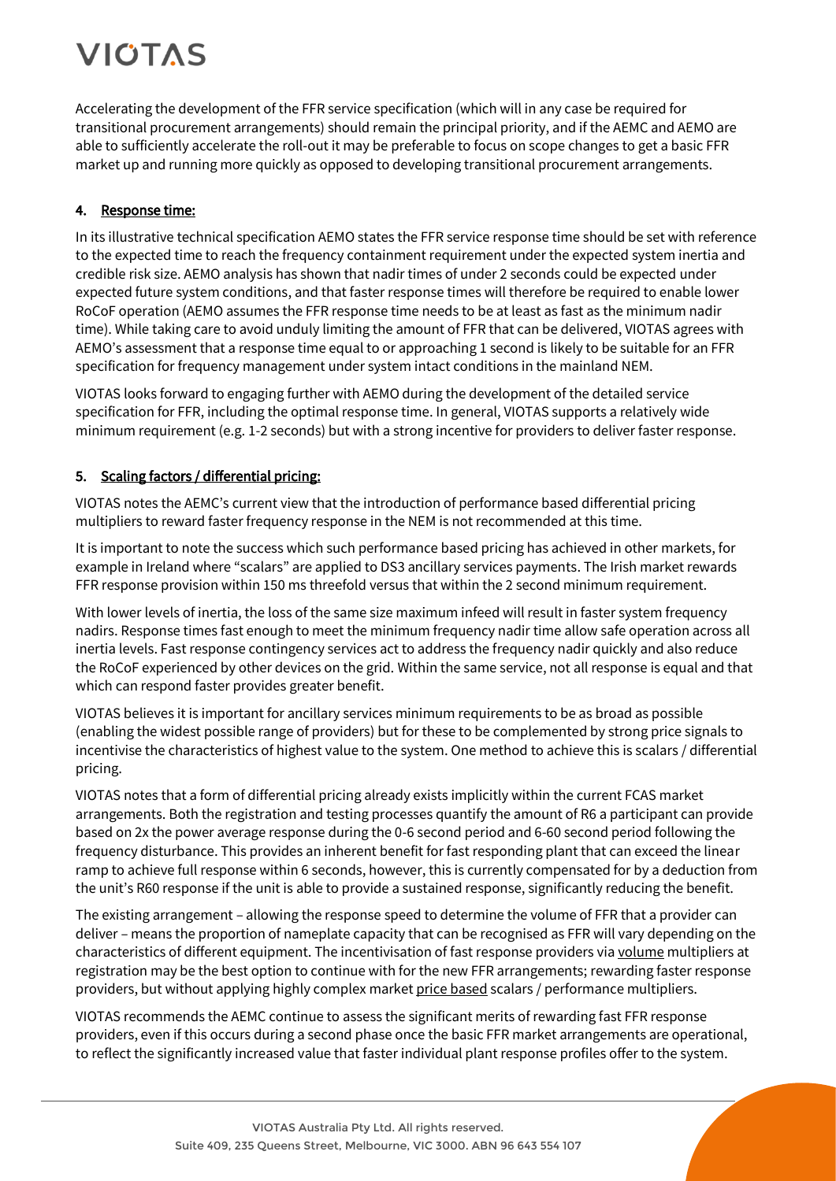Accelerating the development of the FFR service specification (which will in any case be required for transitional procurement arrangements) should remain the principal priority, and if the AEMC and AEMO are able to sufficiently accelerate the roll-out it may be preferable to focus on scope changes to get a basic FFR market up and running more quickly as opposed to developing transitional procurement arrangements.

## 4. Response time:

In its illustrative technical specification AEMO states the FFR service response time should be set with reference to the expected time to reach the frequency containment requirement under the expected system inertia and credible risk size. AEMO analysis has shown that nadir times of under 2 seconds could be expected under expected future system conditions, and that faster response times will therefore be required to enable lower RoCoF operation (AEMO assumes the FFR response time needs to be at least as fast as the minimum nadir time). While taking care to avoid unduly limiting the amount of FFR that can be delivered, VIOTAS agrees with AEMO's assessment that a response time equal to or approaching 1 second is likely to be suitable for an FFR specification for frequency management under system intact conditions in the mainland NEM.

VIOTAS looks forward to engaging further with AEMO during the development of the detailed service specification for FFR, including the optimal response time. In general, VIOTAS supports a relatively wide minimum requirement (e.g. 1-2 seconds) but with a strong incentive for providers to deliver faster response.

## 5. Scaling factors / differential pricing:

VIOTAS notes the AEMC's current view that the introduction of performance based differential pricing multipliers to reward faster frequency response in the NEM is not recommended at this time.

It is important to note the success which such performance based pricing has achieved in other markets, for example in Ireland where "scalars" are applied to DS3 ancillary services payments. The Irish market rewards FFR response provision within 150 ms threefold versus that within the 2 second minimum requirement.

With lower levels of inertia, the loss of the same size maximum infeed will result in faster system frequency nadirs. Response times fast enough to meet the minimum frequency nadir time allow safe operation across all inertia levels. Fast response contingency services act to address the frequency nadir quickly and also reduce the RoCoF experienced by other devices on the grid. Within the same service, not all response is equal and that which can respond faster provides greater benefit.

VIOTAS believes it is important for ancillary services minimum requirements to be as broad as possible (enabling the widest possible range of providers) but for these to be complemented by strong price signals to incentivise the characteristics of highest value to the system. One method to achieve this is scalars / differential pricing.

VIOTAS notes that a form of differential pricing already exists implicitly within the current FCAS market arrangements. Both the registration and testing processes quantify the amount of R6 a participant can provide based on 2x the power average response during the 0-6 second period and 6-60 second period following the frequency disturbance. This provides an inherent benefit for fast responding plant that can exceed the linear ramp to achieve full response within 6 seconds, however, this is currently compensated for by a deduction from the unit's R60 response if the unit is able to provide a sustained response, significantly reducing the benefit.

The existing arrangement – allowing the response speed to determine the volume of FFR that a provider can deliver – means the proportion of nameplate capacity that can be recognised as FFR will vary depending on the characteristics of different equipment. The incentivisation of fast response providers via volume multipliers at registration may be the best option to continue with for the new FFR arrangements; rewarding faster response providers, but without applying highly complex market price based scalars / performance multipliers.

VIOTAS recommends the AEMC continue to assess the significant merits of rewarding fast FFR response providers, even if this occurs during a second phase once the basic FFR market arrangements are operational, to reflect the significantly increased value that faster individual plant response profiles offer to the system.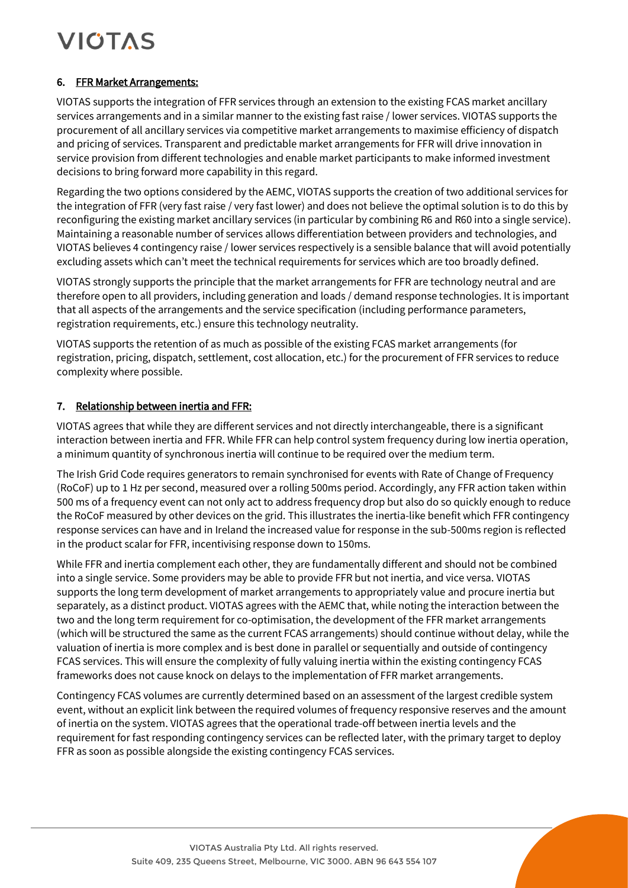## 6. FFR Market Arrangements:

VIOTAS supports the integration of FFR services through an extension to the existing FCAS market ancillary services arrangements and in a similar manner to the existing fast raise / lower services. VIOTAS supports the procurement of all ancillary services via competitive market arrangements to maximise efficiency of dispatch and pricing of services. Transparent and predictable market arrangements for FFR will drive innovation in service provision from different technologies and enable market participants to make informed investment decisions to bring forward more capability in this regard.

Regarding the two options considered by the AEMC, VIOTAS supports the creation of two additional services for the integration of FFR (very fast raise / very fast lower) and does not believe the optimal solution is to do this by reconfiguring the existing market ancillary services (in particular by combining R6 and R60 into a single service). Maintaining a reasonable number of services allows differentiation between providers and technologies, and VIOTAS believes 4 contingency raise / lower services respectively is a sensible balance that will avoid potentially excluding assets which can't meet the technical requirements for services which are too broadly defined.

VIOTAS strongly supports the principle that the market arrangements for FFR are technology neutral and are therefore open to all providers, including generation and loads / demand response technologies. It is important that all aspects of the arrangements and the service specification (including performance parameters, registration requirements, etc.) ensure this technology neutrality.

VIOTAS supports the retention of as much as possible of the existing FCAS market arrangements (for registration, pricing, dispatch, settlement, cost allocation, etc.) for the procurement of FFR services to reduce complexity where possible.

## 7. Relationship between inertia and FFR:

VIOTAS agrees that while they are different services and not directly interchangeable, there is a significant interaction between inertia and FFR. While FFR can help control system frequency during low inertia operation, a minimum quantity of synchronous inertia will continue to be required over the medium term.

The Irish Grid Code requires generators to remain synchronised for events with Rate of Change of Frequency (RoCoF) up to 1 Hz per second, measured over a rolling 500ms period. Accordingly, any FFR action taken within 500 ms of a frequency event can not only act to address frequency drop but also do so quickly enough to reduce the RoCoF measured by other devices on the grid. This illustrates the inertia-like benefit which FFR contingency response services can have and in Ireland the increased value for response in the sub-500ms region is reflected in the product scalar for FFR, incentivising response down to 150ms.

While FFR and inertia complement each other, they are fundamentally different and should not be combined into a single service. Some providers may be able to provide FFR but not inertia, and vice versa. VIOTAS supports the long term development of market arrangements to appropriately value and procure inertia but separately, as a distinct product. VIOTAS agrees with the AEMC that, while noting the interaction between the two and the long term requirement for co-optimisation, the development of the FFR market arrangements (which will be structured the same as the current FCAS arrangements) should continue without delay, while the valuation of inertia is more complex and is best done in parallel or sequentially and outside of contingency FCAS services. This will ensure the complexity of fully valuing inertia within the existing contingency FCAS frameworks does not cause knock on delays to the implementation of FFR market arrangements.

Contingency FCAS volumes are currently determined based on an assessment of the largest credible system event, without an explicit link between the required volumes of frequency responsive reserves and the amount of inertia on the system. VIOTAS agrees that the operational trade-off between inertia levels and the requirement for fast responding contingency services can be reflected later, with the primary target to deploy FFR as soon as possible alongside the existing contingency FCAS services.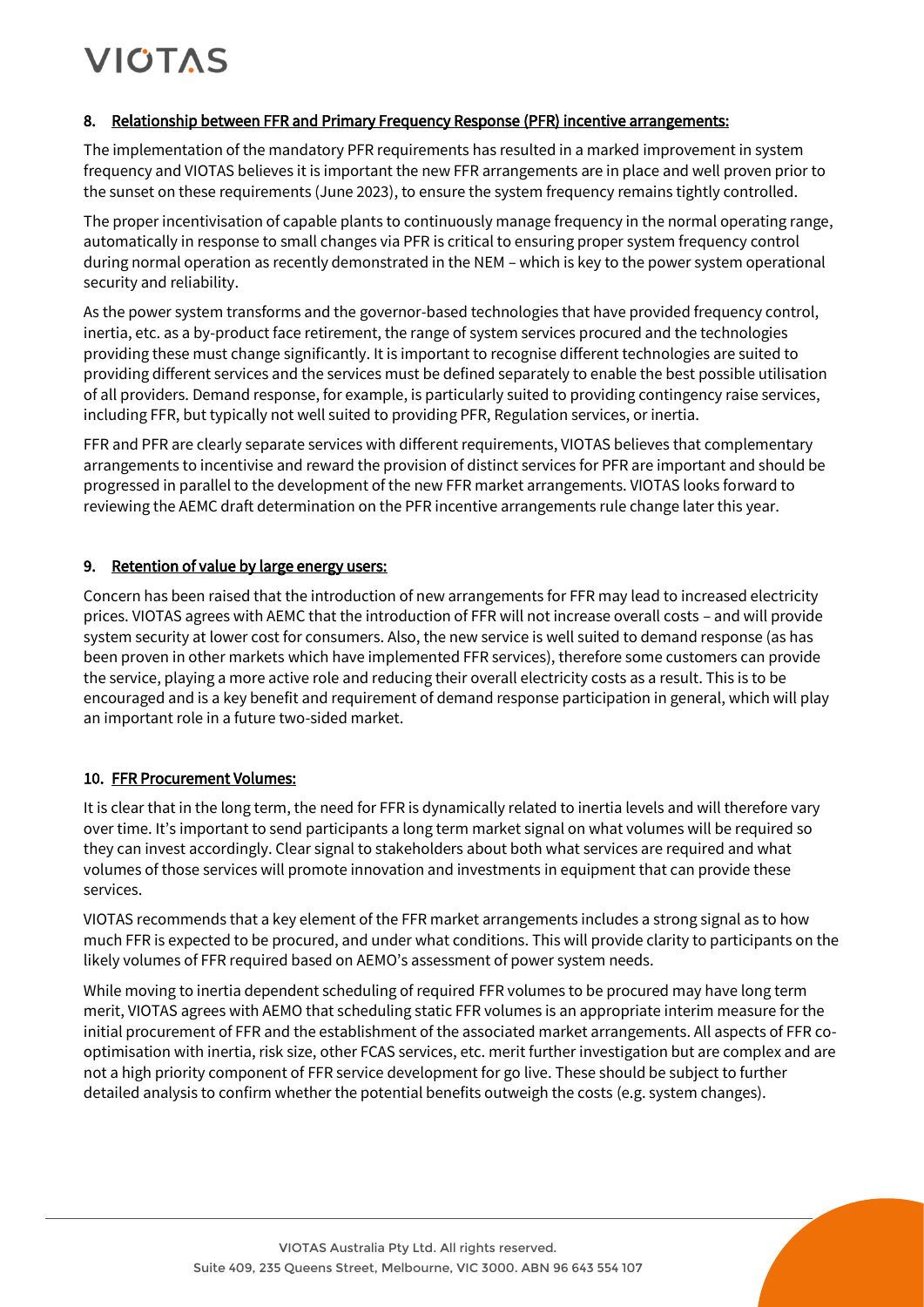## 8. Relationship between FFR and Primary Frequency Response (PFR) incentive arrangements:

The implementation of the mandatory PFR requirements has resulted in a marked improvement in system frequency and VIOTAS believes it is important the new FFR arrangements are in place and well proven prior to the sunset on these requirements (June 2023), to ensure the system frequency remains tightly controlled.

The proper incentivisation of capable plants to continuously manage frequency in the normal operating range, automatically in response to small changes via PFR is critical to ensuring proper system frequency control during normal operation as recently demonstrated in the NEM – which is key to the power system operational security and reliability.

As the power system transforms and the governor-based technologies that have provided frequency control, inertia, etc. as a by-product face retirement, the range of system services procured and the technologies providing these must change significantly. It is important to recognise different technologies are suited to providing different services and the services must be defined separately to enable the best possible utilisation of all providers. Demand response, for example, is particularly suited to providing contingency raise services, including FFR, but typically not well suited to providing PFR, Regulation services, or inertia.

FFR and PFR are clearly separate services with different requirements, VIOTAS believes that complementary arrangements to incentivise and reward the provision of distinct services for PFR are important and should be progressed in parallel to the development of the new FFR market arrangements. VIOTAS looks forward to reviewing the AEMC draft determination on the PFR incentive arrangements rule change later this year.

## 9. Retention of value by large energy users:

Concern has been raised that the introduction of new arrangements for FFR may lead to increased electricity prices. VIOTAS agrees with AEMC that the introduction of FFR will not increase overall costs – and will provide system security at lower cost for consumers. Also, the new service is well suited to demand response (as has been proven in other markets which have implemented FFR services), therefore some customers can provide the service, playing a more active role and reducing their overall electricity costs as a result. This is to be encouraged and is a key benefit and requirement of demand response participation in general, which will play an important role in a future two-sided market.

## 10. FFR Procurement Volumes:

It is clear that in the long term, the need for FFR is dynamically related to inertia levels and will therefore vary over time. It's important to send participants a long term market signal on what volumes will be required so they can invest accordingly. Clear signal to stakeholders about both what services are required and what volumes of those services will promote innovation and investments in equipment that can provide these services.

VIOTAS recommends that a key element of the FFR market arrangements includes a strong signal as to how much FFR is expected to be procured, and under what conditions. This will provide clarity to participants on the likely volumes of FFR required based on AEMO's assessment of power system needs.

While moving to inertia dependent scheduling of required FFR volumes to be procured may have long term merit, VIOTAS agrees with AEMO that scheduling static FFR volumes is an appropriate interim measure for the initial procurement of FFR and the establishment of the associated market arrangements. All aspects of FFR co-optimisation with inertia, risk size, other FCAS services, etc. merit further investigation but are complex and are not a high priority component of FFR service development for go live. These should be subject to further detailed analysis to confirm whether the potential benefits outweigh the costs (e.g. system changes).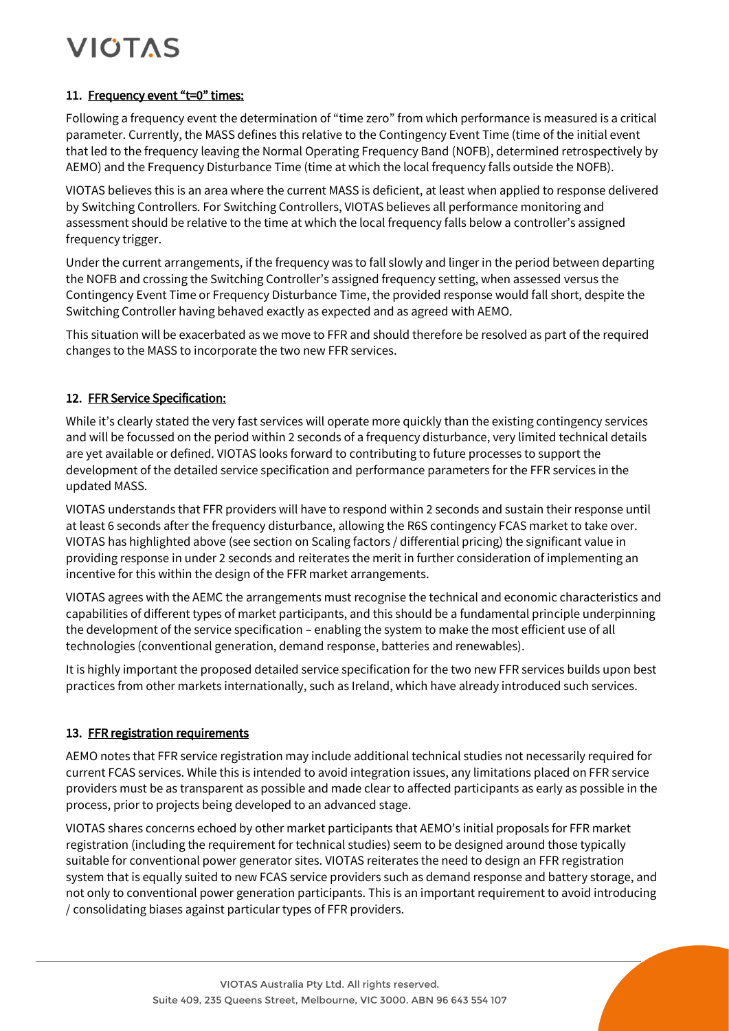## 11. Frequency event "t=0" times:

Following a frequency event the determination of "time zero" from which performance is measured is a critical parameter. Currently, the MASS defines this relative to the Contingency Event Time (time of the initial event that led to the frequency leaving the Normal Operating Frequency Band (NOFB), determined retrospectively by AEMO) and the Frequency Disturbance Time (time at which the local frequency falls outside the NOFB).

VIOTAS believes this is an area where the current MASS is deficient, at least when applied to response delivered by Switching Controllers. For Switching Controllers, VIOTAS believes all performance monitoring and assessment should be relative to the time at which the local frequency falls below a controller's assigned frequency trigger.

Under the current arrangements, if the frequency was to fall slowly and linger in the period between departing the NOFB and crossing the Switching Controller's assigned frequency setting, when assessed versus the Contingency Event Time or Frequency Disturbance Time, the provided response would fall short, despite the Switching Controller having behaved exactly as expected and as agreed with AEMO.

This situation will be exacerbated as we move to FFR and should therefore be resolved as part of the required changes to the MASS to incorporate the two new FFR services.

## 12. FFR Service Specification:

While it's clearly stated the very fast services will operate more quickly than the existing contingency services and will be focussed on the period within 2 seconds of a frequency disturbance, very limited technical details are yet available or defined. VIOTAS looks forward to contributing to future processes to support the development of the detailed service specification and performance parameters for the FFR services in the updated MASS.

VIOTAS understands that FFR providers will have to respond within 2 seconds and sustain their response until at least 6 seconds after the frequency disturbance, allowing the R6S contingency FCAS market to take over. VIOTAS has highlighted above (see section on Scaling factors / differential pricing) the significant value in providing response in under 2 seconds and reiterates the merit in further consideration of implementing an incentive for this within the design of the FFR market arrangements.

VIOTAS agrees with the AEMC the arrangements must recognise the technical and economic characteristics and capabilities of different types of market participants, and this should be a fundamental principle underpinning the development of the service specification – enabling the system to make the most efficient use of all technologies (conventional generation, demand response, batteries and renewables).

It is highly important the proposed detailed service specification for the two new FFR services builds upon best practices from other markets internationally, such as Ireland, which have already introduced such services.

## 13. FFR registration requirements

AEMO notes that FFR service registration may include additional technical studies not necessarily required for current FCAS services. While this is intended to avoid integration issues, any limitations placed on FFR service providers must be as transparent as possible and made clear to affected participants as early as possible in the process, prior to projects being developed to an advanced stage.

VIOTAS shares concerns echoed by other market participants that AEMO's initial proposals for FFR market registration (including the requirement for technical studies) seem to be designed around those typically suitable for conventional power generator sites. VIOTAS reiterates the need to design an FFR registration system that is equally suited to new FCAS service providers such as demand response and battery storage, and not only to conventional power generation participants. This is an important requirement to avoid introducing / consolidating biases against particular types of FFR providers.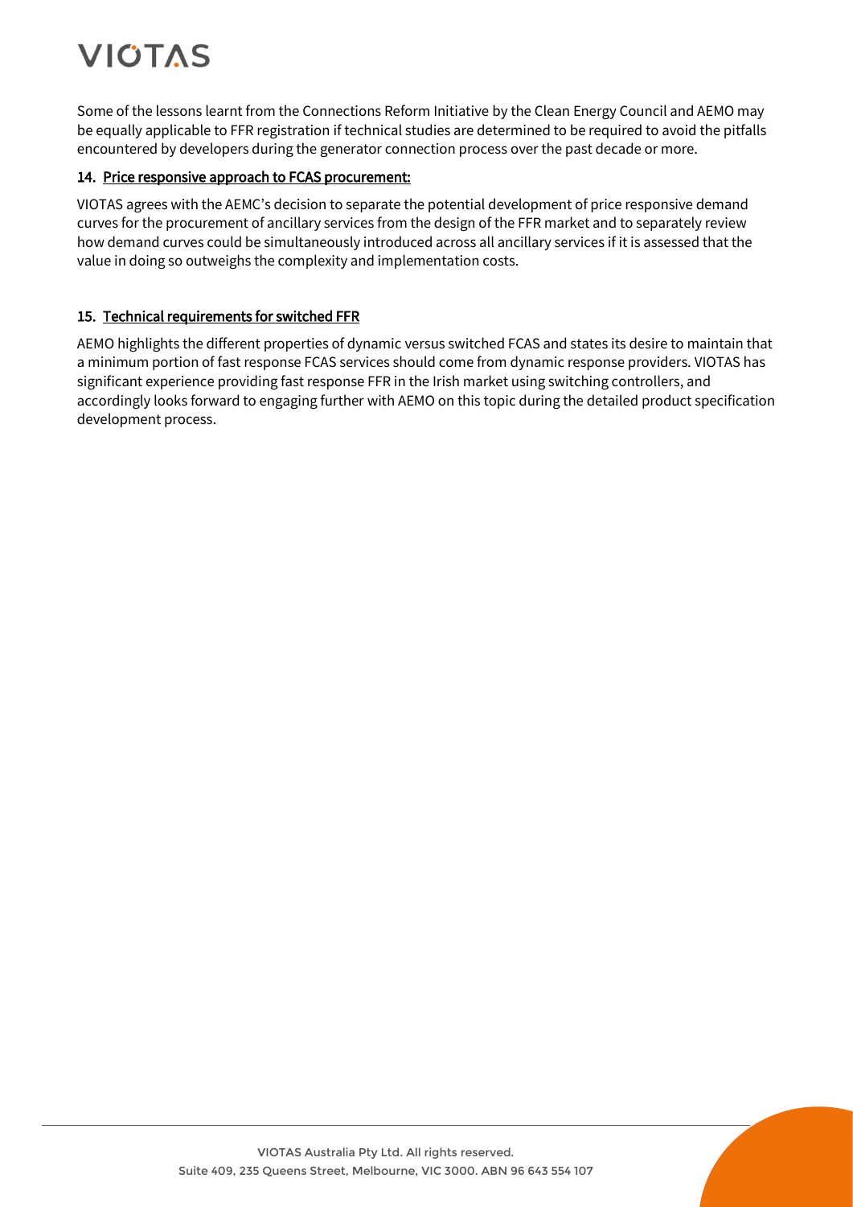Some of the lessons learnt from the Connections Reform Initiative by the Clean Energy Council and AEMO may be equally applicable to FFR registration if technical studies are determined to be required to avoid the pitfalls encountered by developers during the generator connection process over the past decade or more.

### 14. Price responsive approach to FCAS procurement:

VIOTAS agrees with the AEMC's decision to separate the potential development of price responsive demand curves for the procurement of ancillary services from the design of the FFR market and to separately review how demand curves could be simultaneously introduced across all ancillary services if it is assessed that the value in doing so outweighs the complexity and implementation costs.

### 15. Technical requirements for switched FFR

AEMO highlights the different properties of dynamic versus switched FCAS and states its desire to maintain that a minimum portion of fast response FCAS services should come from dynamic response providers. VIOTAS has significant experience providing fast response FFR in the Irish market using switching controllers, and accordingly looks forward to engaging further with AEMO on this topic during the detailed product specification development process.